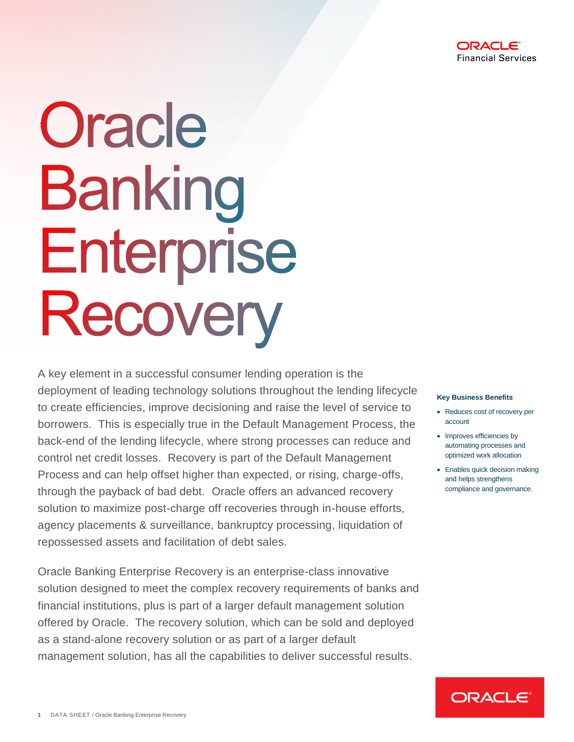# Oracle Banking Enterprise Recovery

A key element in a successful consumer lending operation is the deployment of leading technology solutions throughout the lending lifecycle to create efficiencies, improve decisioning and raise the level of service to borrowers. This is especially true in the Default Management Process, the back-end of the lending lifecycle, where strong processes can reduce and control net credit losses. Recovery is part of the Default Management Process and can help offset higher than expected, or rising, charge-offs, through the payback of bad debt. Oracle offers an advanced recovery solution to maximize post-charge off recoveries through in-house efforts, agency placements & surveillance, bankruptcy processing, liquidation of repossessed assets and facilitation of debt sales.

Oracle Banking Enterprise Recovery is an enterprise-class innovative solution designed to meet the complex recovery requirements of banks and financial institutions, plus is part of a larger default management solution offered by Oracle. The recovery solution, which can be sold and deployed as a stand-alone recovery solution or as part of a larger default management solution, has all the capabilities to deliver successful results.

**Key Business Benefits**

- Reduces cost of recovery per account
- Improves efficiencies by automating processes and optimized work allocation
- Enables quick decision making and helps strengthens compliance and governance.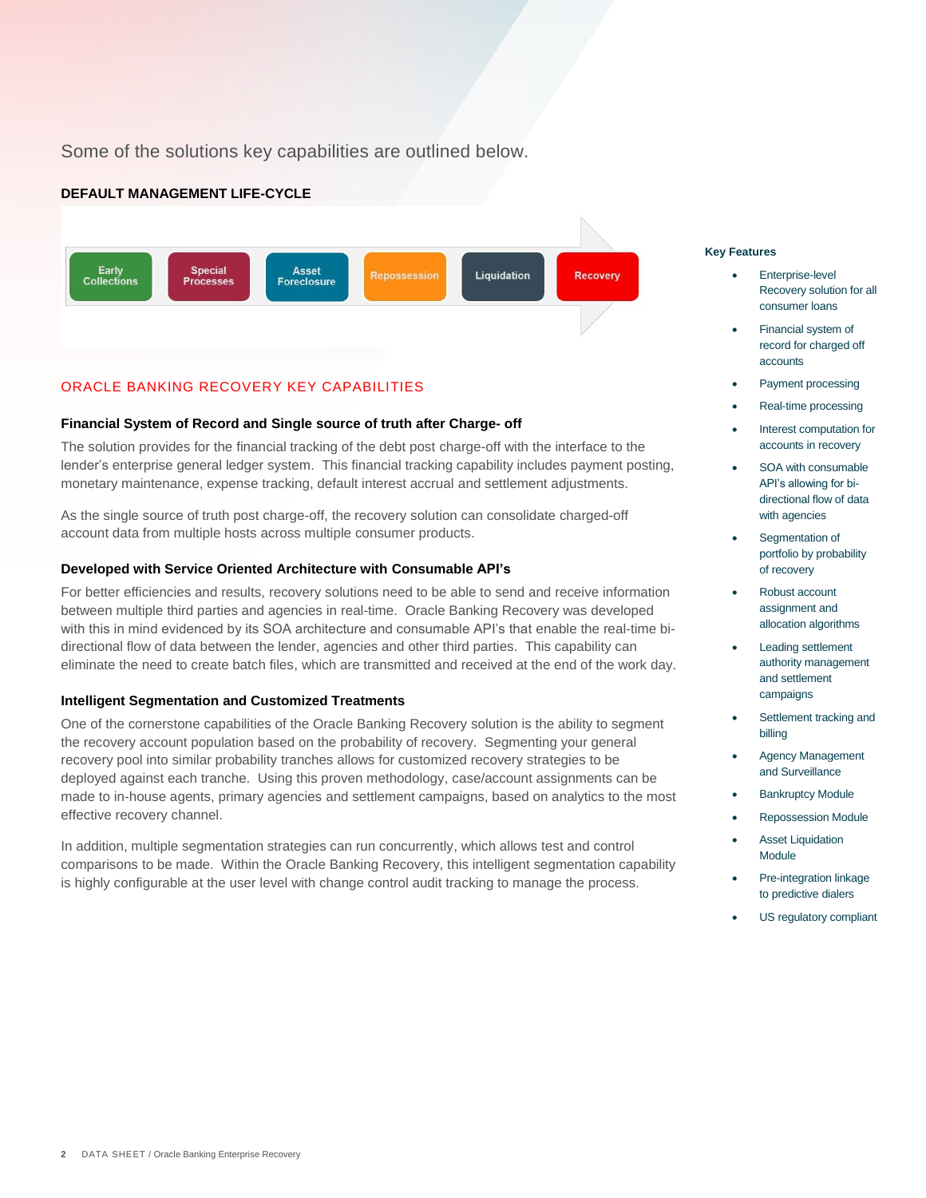Some of the solutions key capabilities are outlined below.

**DEFAULT MANAGEMENT LIFE-CYCLE**

Early Collections → Special Processes → Asset Foreclosure → Repossession → Liquidation → Recovery

## ORACLE BANKING RECOVERY KEY CAPABILITIES

### Financial System of Record and Single source of truth after Charge- off

The solution provides for the financial tracking of the debt post charge-off with the interface to the lender's enterprise general ledger system. This financial tracking capability includes payment posting, monetary maintenance, expense tracking, default interest accrual and settlement adjustments.

As the single source of truth post charge-off, the recovery solution can consolidate charged-off account data from multiple hosts across multiple consumer products.

### Developed with Service Oriented Architecture with Consumable API's

For better efficiencies and results, recovery solutions need to be able to send and receive information between multiple third parties and agencies in real-time. Oracle Banking Recovery was developed with this in mind evidenced by its SOA architecture and consumable API's that enable the real-time bi-directional flow of data between the lender, agencies and other third parties. This capability can eliminate the need to create batch files, which are transmitted and received at the end of the work day.

### Intelligent Segmentation and Customized Treatments

One of the cornerstone capabilities of the Oracle Banking Recovery solution is the ability to segment the recovery account population based on the probability of recovery. Segmenting your general recovery pool into similar probability tranches allows for customized recovery strategies to be deployed against each tranche. Using this proven methodology, case/account assignments can be made to in-house agents, primary agencies and settlement campaigns, based on analytics to the most effective recovery channel.

In addition, multiple segmentation strategies can run concurrently, which allows test and control comparisons to be made. Within the Oracle Banking Recovery, this intelligent segmentation capability is highly configurable at the user level with change control audit tracking to manage the process.

**Key Features**

- Enterprise-level Recovery solution for all consumer loans
- Financial system of record for charged off accounts
- Payment processing
- Real-time processing
- Interest computation for accounts in recovery
- SOA with consumable API's allowing for bi-directional flow of data with agencies
- Segmentation of portfolio by probability of recovery
- Robust account assignment and allocation algorithms
- Leading settlement authority management and settlement campaigns
- Settlement tracking and billing
- Agency Management and Surveillance
- Bankruptcy Module
- Repossession Module
- Asset Liquidation Module
- Pre-integration linkage to predictive dialers
- US regulatory compliant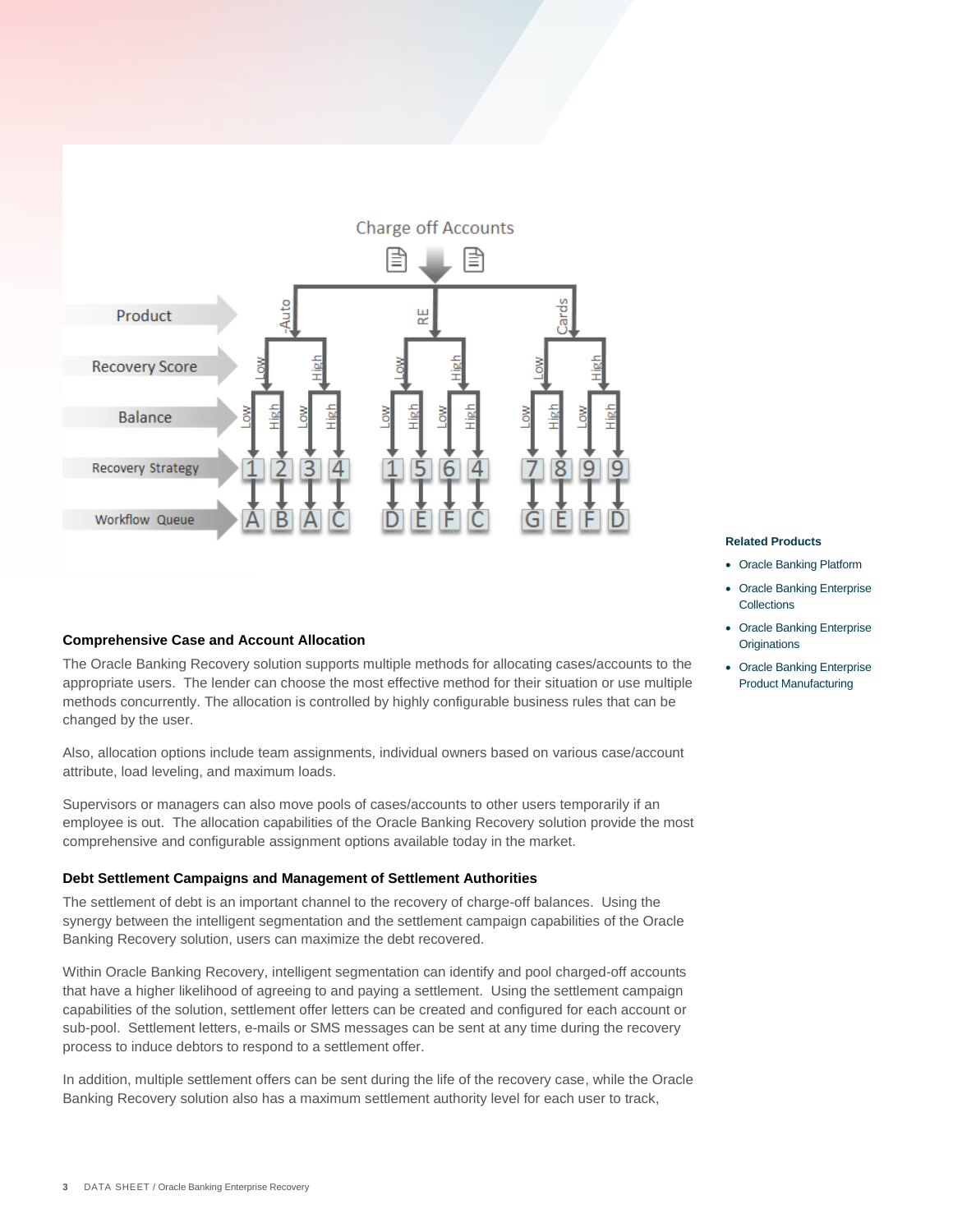### Comprehensive Case and Account Allocation

The Oracle Banking Recovery solution supports multiple methods for allocating cases/accounts to the appropriate users. The lender can choose the most effective method for their situation or use multiple methods concurrently. The allocation is controlled by highly configurable business rules that can be changed by the user.

Also, allocation options include team assignments, individual owners based on various case/account attribute, load leveling, and maximum loads.

Supervisors or managers can also move pools of cases/accounts to other users temporarily if an employee is out. The allocation capabilities of the Oracle Banking Recovery solution provide the most comprehensive and configurable assignment options available today in the market.

### Debt Settlement Campaigns and Management of Settlement Authorities

The settlement of debt is an important channel to the recovery of charge-off balances. Using the synergy between the intelligent segmentation and the settlement campaign capabilities of the Oracle Banking Recovery solution, users can maximize the debt recovered.

Within Oracle Banking Recovery, intelligent segmentation can identify and pool charged-off accounts that have a higher likelihood of agreeing to and paying a settlement. Using the settlement campaign capabilities of the solution, settlement offer letters can be created and configured for each account or sub-pool. Settlement letters, e-mails or SMS messages can be sent at any time during the recovery process to induce debtors to respond to a settlement offer.

In addition, multiple settlement offers can be sent during the life of the recovery case, while the Oracle Banking Recovery solution also has a maximum settlement authority level for each user to track,

**Related Products**

- Oracle Banking Platform
- Oracle Banking Enterprise Collections
- Oracle Banking Enterprise Originations
- Oracle Banking Enterprise Product Manufacturing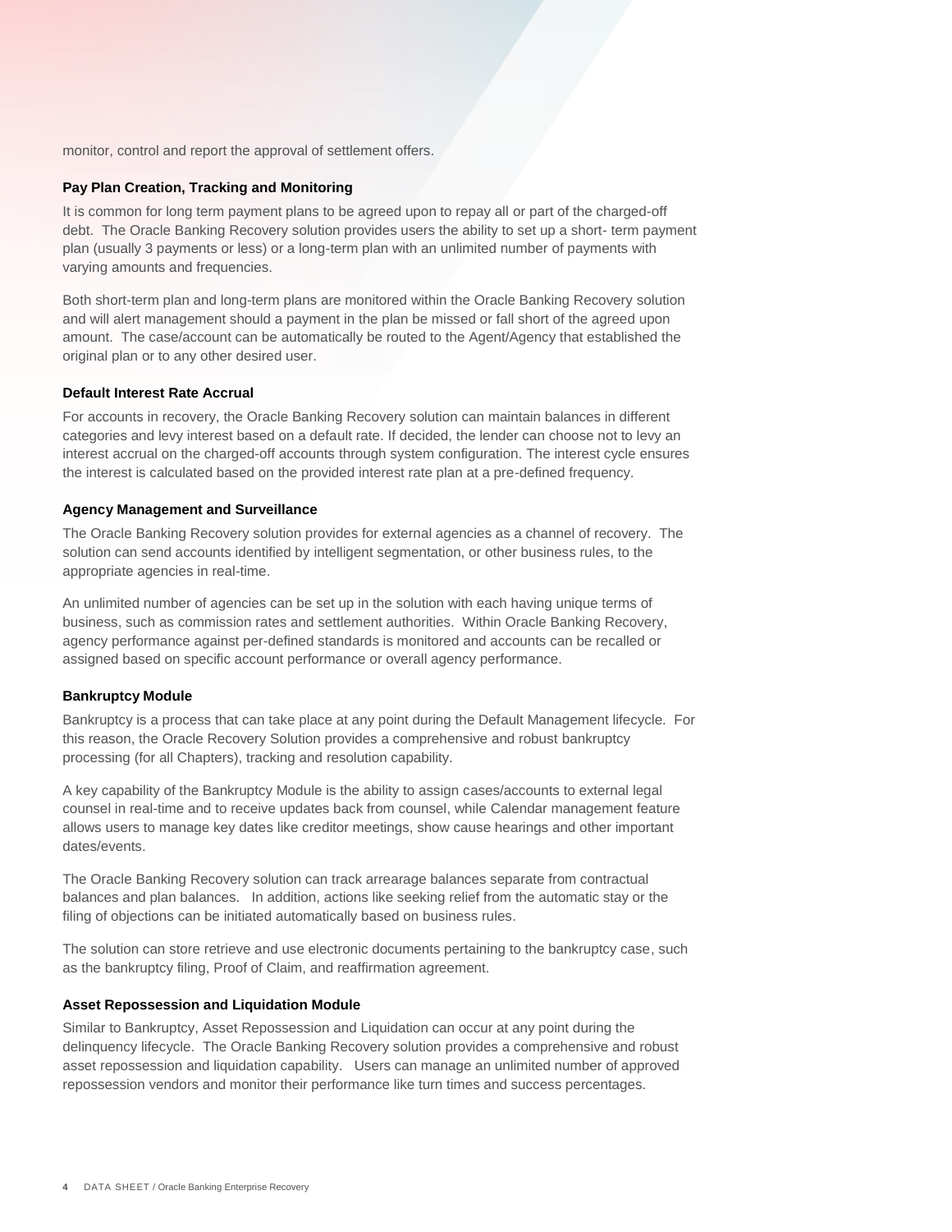monitor, control and report the approval of settlement offers.

### Pay Plan Creation, Tracking and Monitoring

It is common for long term payment plans to be agreed upon to repay all or part of the charged-off debt. The Oracle Banking Recovery solution provides users the ability to set up a short- term payment plan (usually 3 payments or less) or a long-term plan with an unlimited number of payments with varying amounts and frequencies.

Both short-term plan and long-term plans are monitored within the Oracle Banking Recovery solution and will alert management should a payment in the plan be missed or fall short of the agreed upon amount. The case/account can be automatically be routed to the Agent/Agency that established the original plan or to any other desired user.

### Default Interest Rate Accrual

For accounts in recovery, the Oracle Banking Recovery solution can maintain balances in different categories and levy interest based on a default rate. If decided, the lender can choose not to levy an interest accrual on the charged-off accounts through system configuration. The interest cycle ensures the interest is calculated based on the provided interest rate plan at a pre-defined frequency.

### Agency Management and Surveillance

The Oracle Banking Recovery solution provides for external agencies as a channel of recovery. The solution can send accounts identified by intelligent segmentation, or other business rules, to the appropriate agencies in real-time.

An unlimited number of agencies can be set up in the solution with each having unique terms of business, such as commission rates and settlement authorities. Within Oracle Banking Recovery, agency performance against per-defined standards is monitored and accounts can be recalled or assigned based on specific account performance or overall agency performance.

### Bankruptcy Module

Bankruptcy is a process that can take place at any point during the Default Management lifecycle. For this reason, the Oracle Recovery Solution provides a comprehensive and robust bankruptcy processing (for all Chapters), tracking and resolution capability.

A key capability of the Bankruptcy Module is the ability to assign cases/accounts to external legal counsel in real-time and to receive updates back from counsel, while Calendar management feature allows users to manage key dates like creditor meetings, show cause hearings and other important dates/events.

The Oracle Banking Recovery solution can track arrearage balances separate from contractual balances and plan balances. In addition, actions like seeking relief from the automatic stay or the filing of objections can be initiated automatically based on business rules.

The solution can store retrieve and use electronic documents pertaining to the bankruptcy case, such as the bankruptcy filing, Proof of Claim, and reaffirmation agreement.

### Asset Repossession and Liquidation Module

Similar to Bankruptcy, Asset Repossession and Liquidation can occur at any point during the delinquency lifecycle. The Oracle Banking Recovery solution provides a comprehensive and robust asset repossession and liquidation capability. Users can manage an unlimited number of approved repossession vendors and monitor their performance like turn times and success percentages.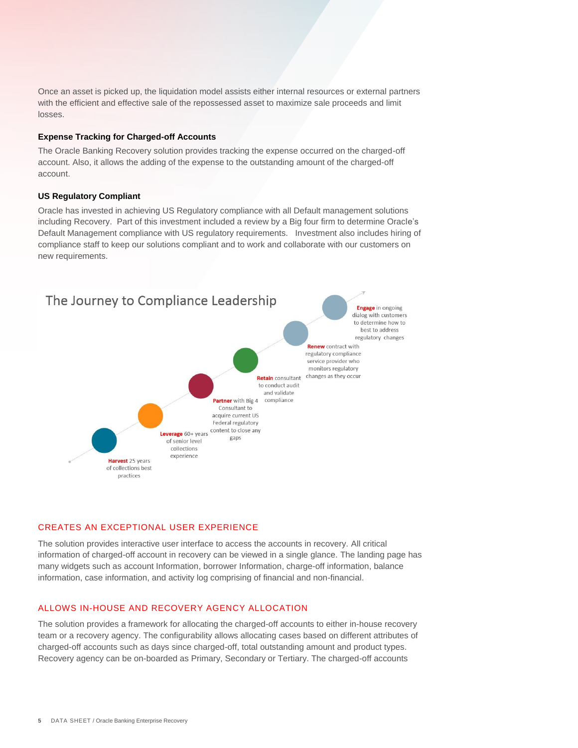Once an asset is picked up, the liquidation model assists either internal resources or external partners with the efficient and effective sale of the repossessed asset to maximize sale proceeds and limit losses.

**Expense Tracking for Charged-off Accounts**

The Oracle Banking Recovery solution provides tracking the expense occurred on the charged-off account. Also, it allows the adding of the expense to the outstanding amount of the charged-off account.

**US Regulatory Compliant**

Oracle has invested in achieving US Regulatory compliance with all Default management solutions including Recovery. Part of this investment included a review by a Big four firm to determine Oracle's Default Management compliance with US regulatory requirements. Investment also includes hiring of compliance staff to keep our solutions compliant and to work and collaborate with our customers on new requirements.

The Journey to Compliance Leadership

- **Harvest** 25 years of collections best practices
- **Leverage** 60+ years of senior level collections experience
- **Partner** with Big 4 Consultant to acquire current US Federal regulatory content to close any gaps
- **Retain** consultant to conduct audit and validate compliance
- **Renew** contract with regulatory compliance service provider who monitors regulatory changes as they occur
- **Engage** in ongoing dialog with customers to determine how to best to address regulatory changes

## CREATES AN EXCEPTIONAL USER EXPERIENCE

The solution provides interactive user interface to access the accounts in recovery. All critical information of charged-off account in recovery can be viewed in a single glance. The landing page has many widgets such as account Information, borrower Information, charge-off information, balance information, case information, and activity log comprising of financial and non-financial.

## ALLOWS IN-HOUSE AND RECOVERY AGENCY ALLOCATION

The solution provides a framework for allocating the charged-off accounts to either in-house recovery team or a recovery agency. The configurability allows allocating cases based on different attributes of charged-off accounts such as days since charged-off, total outstanding amount and product types. Recovery agency can be on-boarded as Primary, Secondary or Tertiary. The charged-off accounts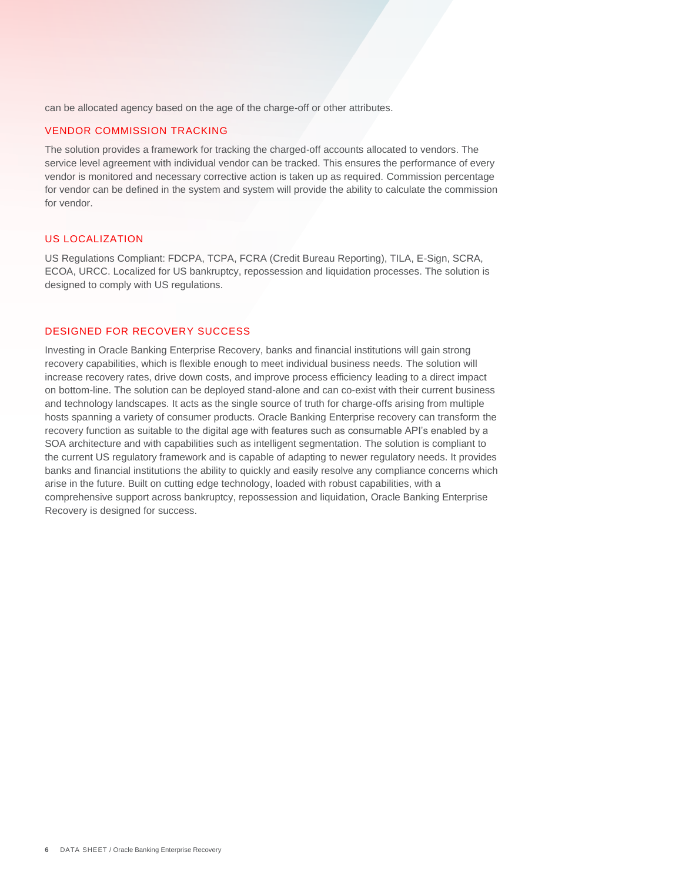can be allocated agency based on the age of the charge-off or other attributes.

## VENDOR COMMISSION TRACKING

The solution provides a framework for tracking the charged-off accounts allocated to vendors. The service level agreement with individual vendor can be tracked. This ensures the performance of every vendor is monitored and necessary corrective action is taken up as required. Commission percentage for vendor can be defined in the system and system will provide the ability to calculate the commission for vendor.

## US LOCALIZATION

US Regulations Compliant: FDCPA, TCPA, FCRA (Credit Bureau Reporting), TILA, E-Sign, SCRA, ECOA, URCC. Localized for US bankruptcy, repossession and liquidation processes. The solution is designed to comply with US regulations.

## DESIGNED FOR RECOVERY SUCCESS

Investing in Oracle Banking Enterprise Recovery, banks and financial institutions will gain strong recovery capabilities, which is flexible enough to meet individual business needs. The solution will increase recovery rates, drive down costs, and improve process efficiency leading to a direct impact on bottom-line. The solution can be deployed stand-alone and can co-exist with their current business and technology landscapes. It acts as the single source of truth for charge-offs arising from multiple hosts spanning a variety of consumer products. Oracle Banking Enterprise recovery can transform the recovery function as suitable to the digital age with features such as consumable API's enabled by a SOA architecture and with capabilities such as intelligent segmentation. The solution is compliant to the current US regulatory framework and is capable of adapting to newer regulatory needs. It provides banks and financial institutions the ability to quickly and easily resolve any compliance concerns which arise in the future. Built on cutting edge technology, loaded with robust capabilities, with a comprehensive support across bankruptcy, repossession and liquidation, Oracle Banking Enterprise Recovery is designed for success.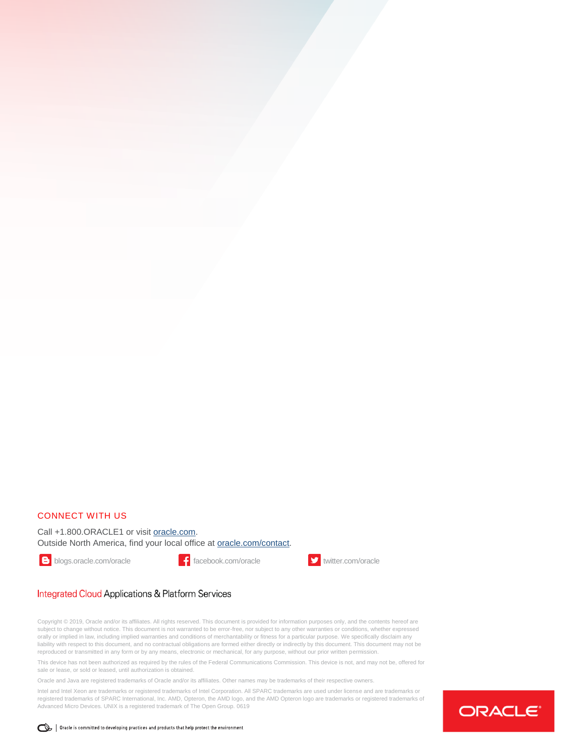## CONNECT WITH US

Call +1.800.ORACLE1 or visit oracle.com.
Outside North America, find your local office at oracle.com/contact.

blogs.oracle.com/oracle facebook.com/oracle twitter.com/oracle

Integrated Cloud Applications & Platform Services

Copyright © 2019, Oracle and/or its affiliates. All rights reserved. This document is provided for information purposes only, and the contents hereof are subject to change without notice. This document is not warranted to be error-free, nor subject to any other warranties or conditions, whether expressed orally or implied in law, including implied warranties and conditions of merchantability or fitness for a particular purpose. We specifically disclaim any liability with respect to this document, and no contractual obligations are formed either directly or indirectly by this document. This document may not be reproduced or transmitted in any form or by any means, electronic or mechanical, for any purpose, without our prior written permission.

This device has not been authorized as required by the rules of the Federal Communications Commission. This device is not, and may not be, offered for sale or lease, or sold or leased, until authorization is obtained.

Oracle and Java are registered trademarks of Oracle and/or its affiliates. Other names may be trademarks of their respective owners.

Intel and Intel Xeon are trademarks or registered trademarks of Intel Corporation. All SPARC trademarks are used under license and are trademarks or registered trademarks of SPARC International, Inc. AMD, Opteron, the AMD logo, and the AMD Opteron logo are trademarks or registered trademarks of Advanced Micro Devices. UNIX is a registered trademark of The Open Group. 0619

Oracle is committed to developing practices and products that help protect the environment

ORACLE®